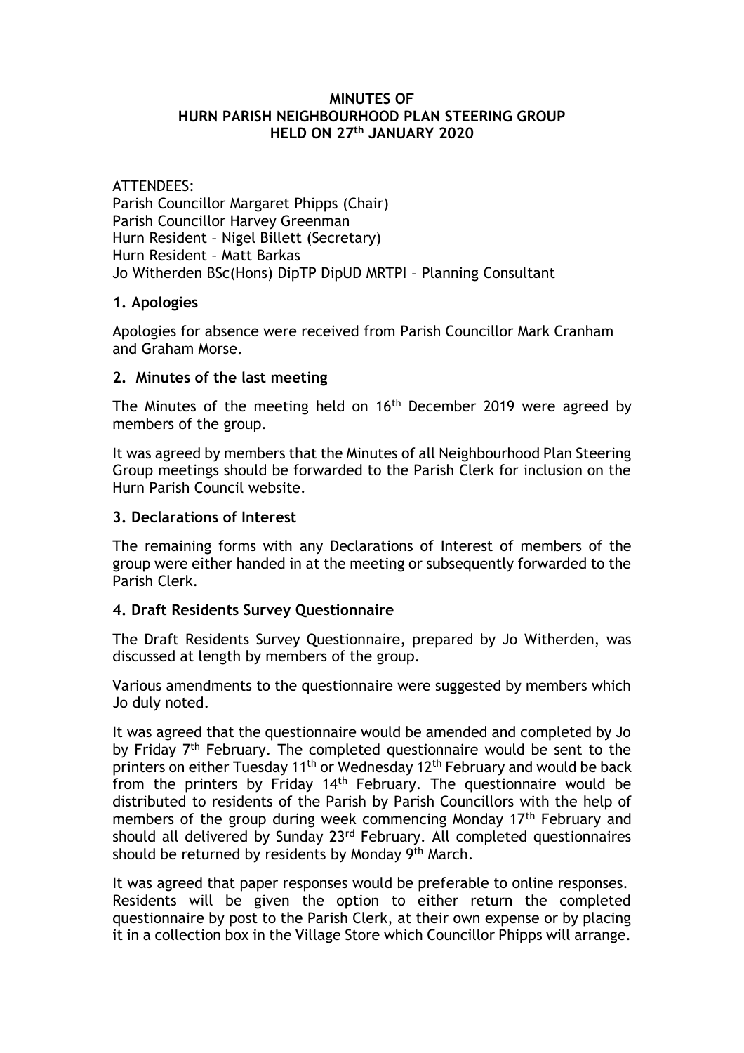**MINUTES OF**
**HURN PARISH NEIGHBOURHOOD PLAN STEERING GROUP**
**HELD ON 27th JANUARY 2020**

ATTENDEES:
Parish Councillor Margaret Phipps (Chair)
Parish Councillor Harvey Greenman
Hurn Resident – Nigel Billett (Secretary)
Hurn Resident – Matt Barkas
Jo Witherden BSc(Hons) DipTP DipUD MRTPI – Planning Consultant

## 1. Apologies

Apologies for absence were received from Parish Councillor Mark Cranham and Graham Morse.

## 2. Minutes of the last meeting

The Minutes of the meeting held on 16th December 2019 were agreed by members of the group.

It was agreed by members that the Minutes of all Neighbourhood Plan Steering Group meetings should be forwarded to the Parish Clerk for inclusion on the Hurn Parish Council website.

## 3. Declarations of Interest

The remaining forms with any Declarations of Interest of members of the group were either handed in at the meeting or subsequently forwarded to the Parish Clerk.

## 4. Draft Residents Survey Questionnaire

The Draft Residents Survey Questionnaire, prepared by Jo Witherden, was discussed at length by members of the group.

Various amendments to the questionnaire were suggested by members which Jo duly noted.

It was agreed that the questionnaire would be amended and completed by Jo by Friday 7th February. The completed questionnaire would be sent to the printers on either Tuesday 11th or Wednesday 12th February and would be back from the printers by Friday 14th February. The questionnaire would be distributed to residents of the Parish by Parish Councillors with the help of members of the group during week commencing Monday 17th February and should all delivered by Sunday 23rd February. All completed questionnaires should be returned by residents by Monday 9th March.

It was agreed that paper responses would be preferable to online responses. Residents will be given the option to either return the completed questionnaire by post to the Parish Clerk, at their own expense or by placing it in a collection box in the Village Store which Councillor Phipps will arrange.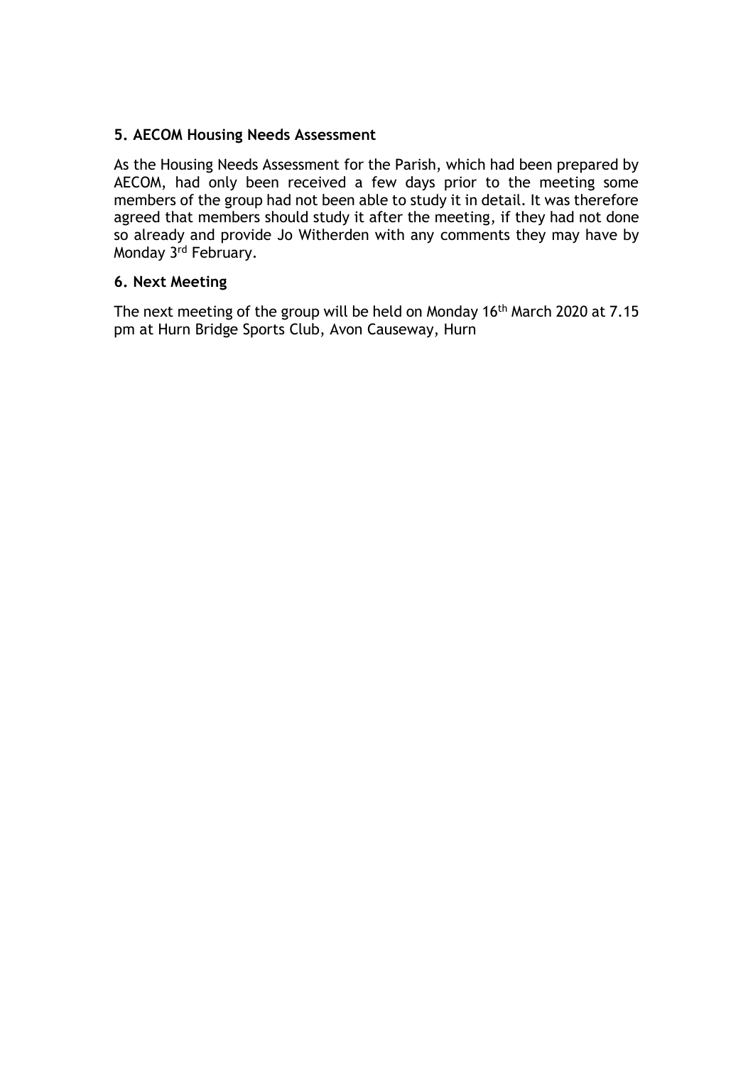### 5. AECOM Housing Needs Assessment

As the Housing Needs Assessment for the Parish, which had been prepared by AECOM, had only been received a few days prior to the meeting some members of the group had not been able to study it in detail. It was therefore agreed that members should study it after the meeting, if they had not done so already and provide Jo Witherden with any comments they may have by Monday 3rd February.

### 6. Next Meeting

The next meeting of the group will be held on Monday 16th March 2020 at 7.15 pm at Hurn Bridge Sports Club, Avon Causeway, Hurn